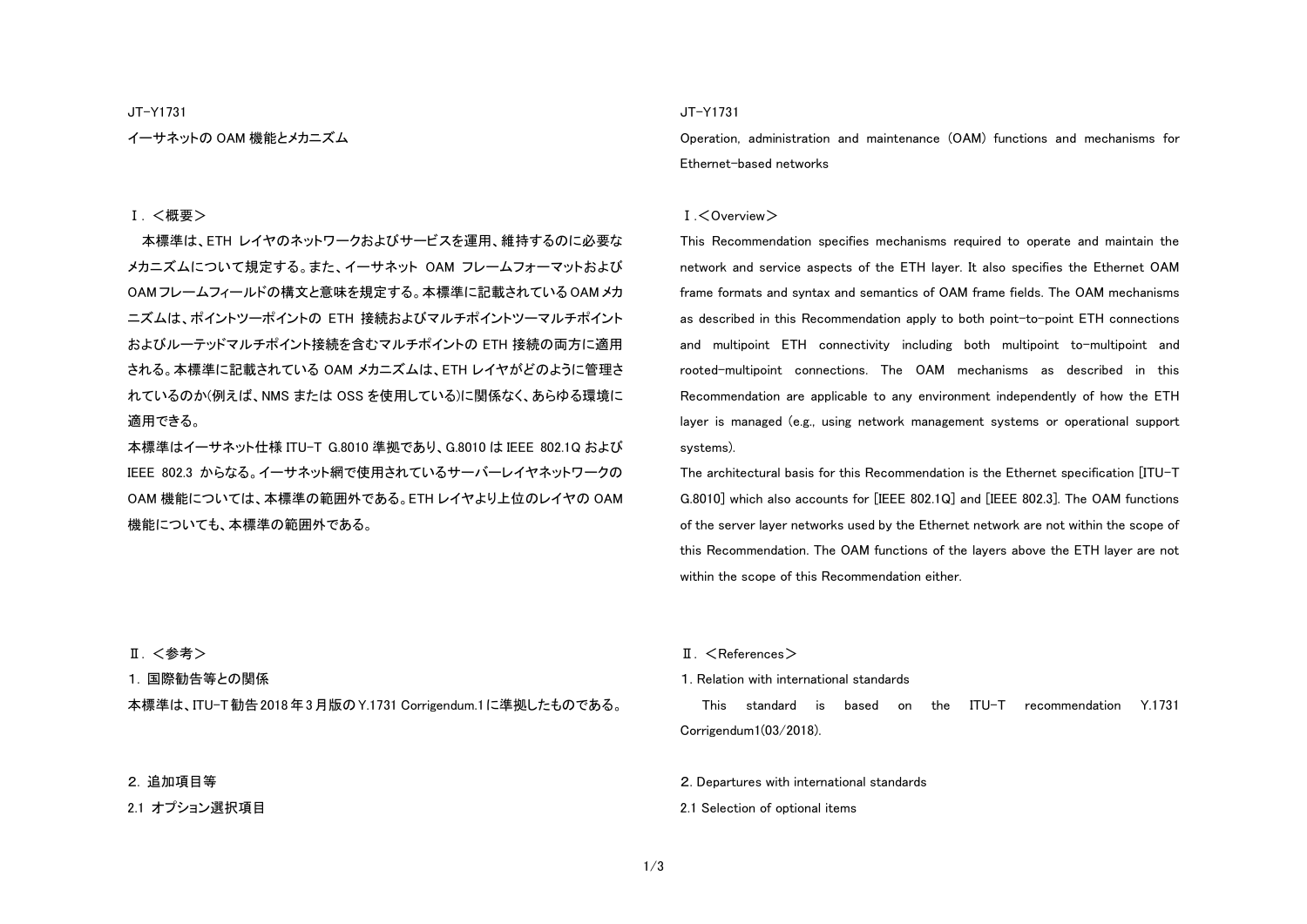JT-Y1731

# イーサネットの OAM 機能とメカニズム

## Ⅰ. ＜概要＞

本標準は、ETH レイヤのネットワークおよびサービスを運用、維持するのに必要なメカニズムについて規定する。また、イーサネット OAM フレームフォーマットおよび OAMフレームフィールドの構文と意味を規定する。本標準に記載されている OAMメカニズムは、ポイントツーポイントの ETH 接続およびマルチポイントツーマルチポイントおよびルーテッドマルチポイント接続を含むマルチポイントの ETH 接続の両方に適用される。本標準に記載されている OAM メカニズムは、ETH レイヤがどのように管理されているのか(例えば、NMS または OSS を使用している)に関係なく、あらゆる環境に適用できる。

本標準はイーサネット仕様 ITU-T G.8010 準拠であり、G.8010 は IEEE 802.1Q および IEEE 802.3 からなる。イーサネット網で使用されているサーバーレイヤネットワークの OAM 機能については、本標準の範囲外である。ETH レイヤより上位のレイヤの OAM 機能についても、本標準の範囲外である。

## Ⅱ. ＜参考＞

### 1. 国際勧告等との関係

本標準は、ITU-T 勧告 2018 年 3 月版の Y.1731 Corrigendum.1 に準拠したものである。

### 2. 追加項目等

#### 2.1 オプション選択項目

JT-Y1731

# Operation, administration and maintenance (OAM) functions and mechanisms for Ethernet-based networks

## Ⅰ.＜Overview＞

This Recommendation specifies mechanisms required to operate and maintain the network and service aspects of the ETH layer. It also specifies the Ethernet OAM frame formats and syntax and semantics of OAM frame fields. The OAM mechanisms as described in this Recommendation apply to both point-to-point ETH connections and multipoint ETH connectivity including both multipoint to-multipoint and rooted-multipoint connections. The OAM mechanisms as described in this Recommendation are applicable to any environment independently of how the ETH layer is managed (e.g., using network management systems or operational support systems).

The architectural basis for this Recommendation is the Ethernet specification [ITU-T G.8010] which also accounts for [IEEE 802.1Q] and [IEEE 802.3]. The OAM functions of the server layer networks used by the Ethernet network are not within the scope of this Recommendation. The OAM functions of the layers above the ETH layer are not within the scope of this Recommendation either.

## Ⅱ. ＜References＞

### 1. Relation with international standards

This standard is based on the ITU-T recommendation Y.1731 Corrigendum1(03/2018).

### 2. Departures with international standards

#### 2.1 Selection of optional items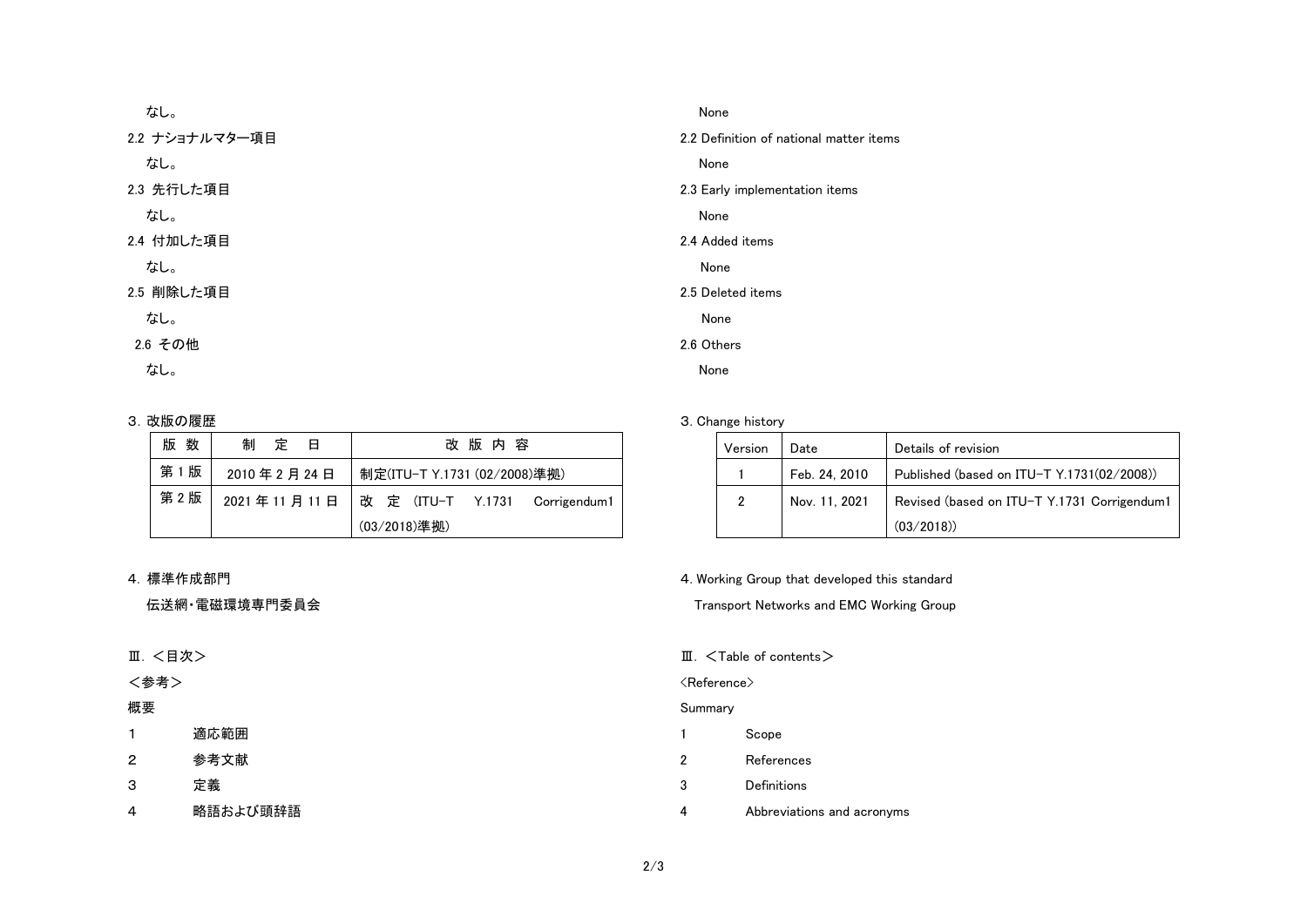なし。

2.2 ナショナルマター項目

なし。

2.3 先行した項目

なし。

2.4 付加した項目

なし。

2.5 削除した項目

なし。

2.6 その他

なし。

3. 改版の履歴

| 版 数 | 制 定 日 | 改 版 内 容 |
| --- | --- | --- |
| 第 1 版 | 2010 年 2 月 24 日 | 制定(ITU-T Y.1731 (02/2008)準拠) |
| 第 2 版 | 2021 年 11 月 11 日 | 改 定 (ITU-T Y.1731 Corrigendum1 (03/2018)準拠) |

4. 標準作成部門

伝送網・電磁環境専門委員会

Ⅲ. <目次>

<参考>

概要

1 適応範囲

2 参考文献

3 定義

4 略語および頭辞語

None

2.2 Definition of national matter items

None

2.3 Early implementation items

None

2.4 Added items

None

2.5 Deleted items

None

2.6 Others

None

3. Change history

| Version | Date | Details of revision |
| --- | --- | --- |
| 1 | Feb. 24, 2010 | Published (based on ITU-T Y.1731(02/2008)) |
| 2 | Nov. 11, 2021 | Revised (based on ITU-T Y.1731 Corrigendum1 (03/2018)) |

4. Working Group that developed this standard

Transport Networks and EMC Working Group

Ⅲ. <Table of contents>

<Reference>

Summary

1 Scope

2 References

3 Definitions

4 Abbreviations and acronyms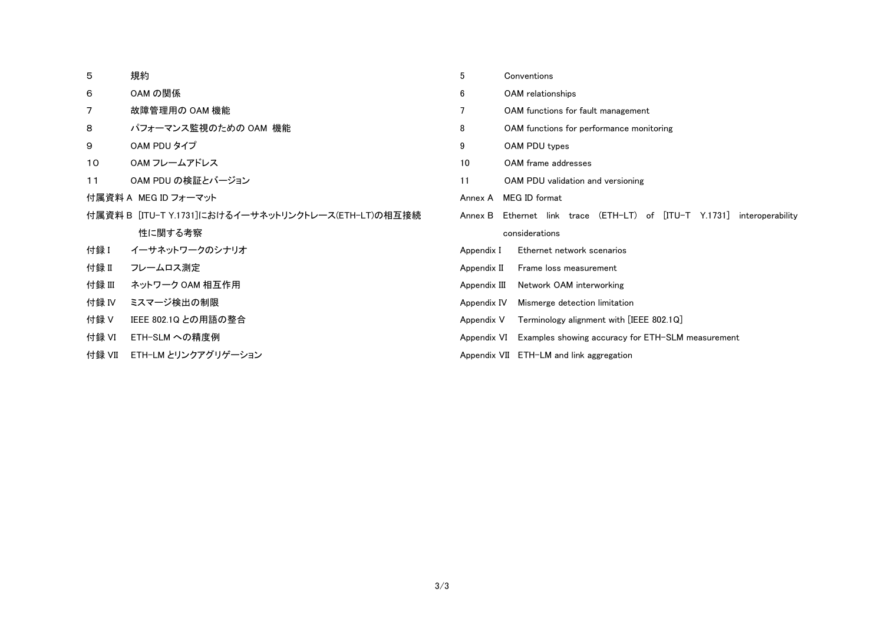| | | | |
|---|---|---|---|
| ５ | 規約 | 5 | Conventions |
| ６ | OAM の関係 | 6 | OAM relationships |
| ７ | 故障管理用の OAM 機能 | 7 | OAM functions for fault management |
| ８ | パフォーマンス監視のための OAM 機能 | 8 | OAM functions for performance monitoring |
| ９ | OAM PDU タイプ | 9 | OAM PDU types |
| １０ | OAM フレームアドレス | 10 | OAM frame addresses |
| １１ | OAM PDU の検証とバージョン | 11 | OAM PDU validation and versioning |
| 付属資料 A | MEG ID フォーマット | Annex A | MEG ID format |
| 付属資料 B | [ITU-T Y.1731]におけるイーサネットリンクトレース(ETH-LT)の相互接続性に関する考察 | Annex B | Ethernet link trace (ETH-LT) of [ITU-T Y.1731] interoperability considerations |
| 付録 I | イーサネットワークのシナリオ | Appendix I | Ethernet network scenarios |
| 付録 II | フレームロス測定 | Appendix II | Frame loss measurement |
| 付録 III | ネットワーク OAM 相互作用 | Appendix III | Network OAM interworking |
| 付録 IV | ミスマージ検出の制限 | Appendix IV | Mismerge detection limitation |
| 付録 V | IEEE 802.1Q との用語の整合 | Appendix V | Terminology alignment with [IEEE 802.1Q] |
| 付録 VI | ETH-SLM への精度例 | Appendix VI | Examples showing accuracy for ETH-SLM measurement |
| 付録 VII | ETH-LM とリンクアグリゲーション | Appendix VII | ETH-LM and link aggregation |